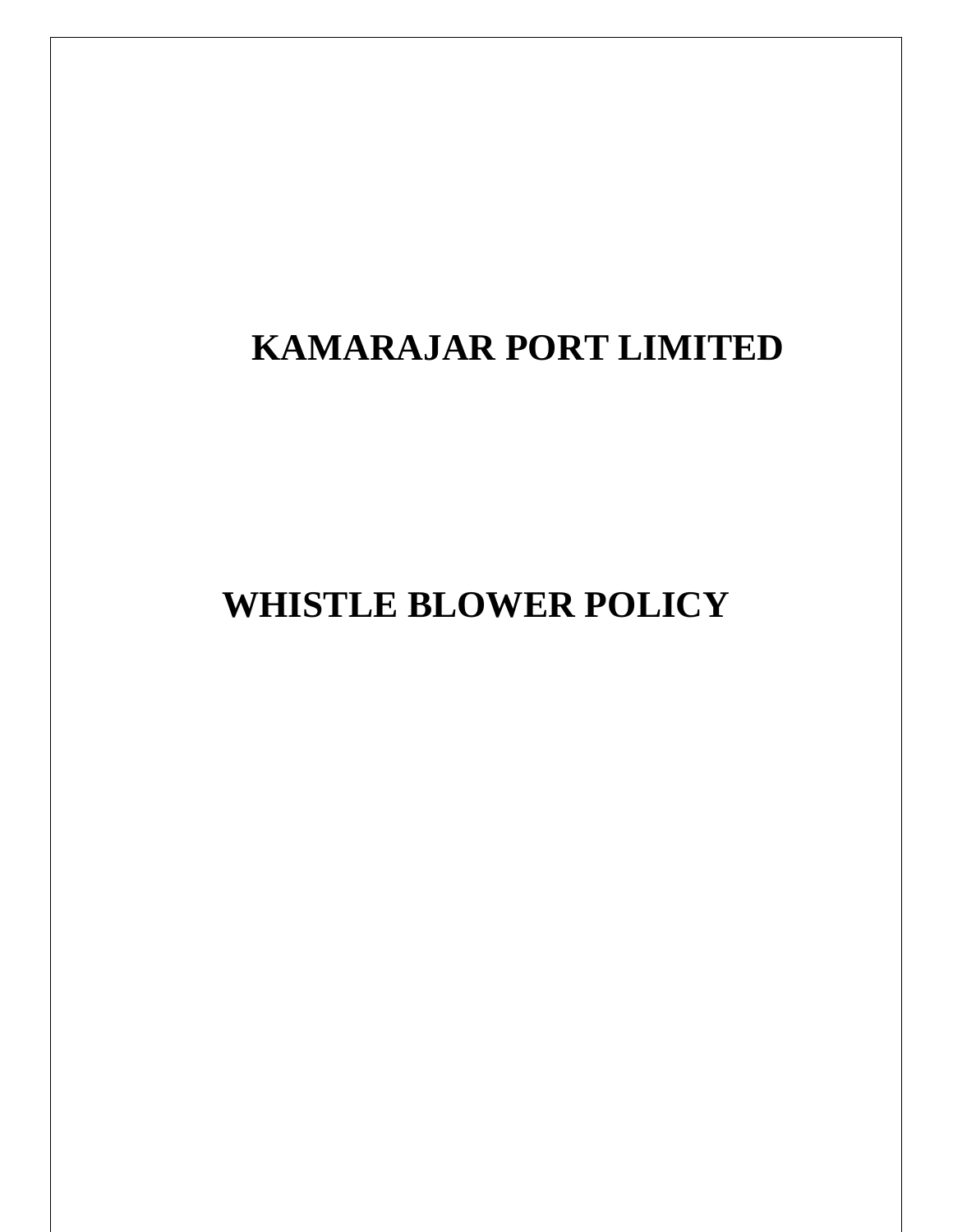# KAMARAJAR PORT LIMITED

# WHISTLE BLOWER POLICY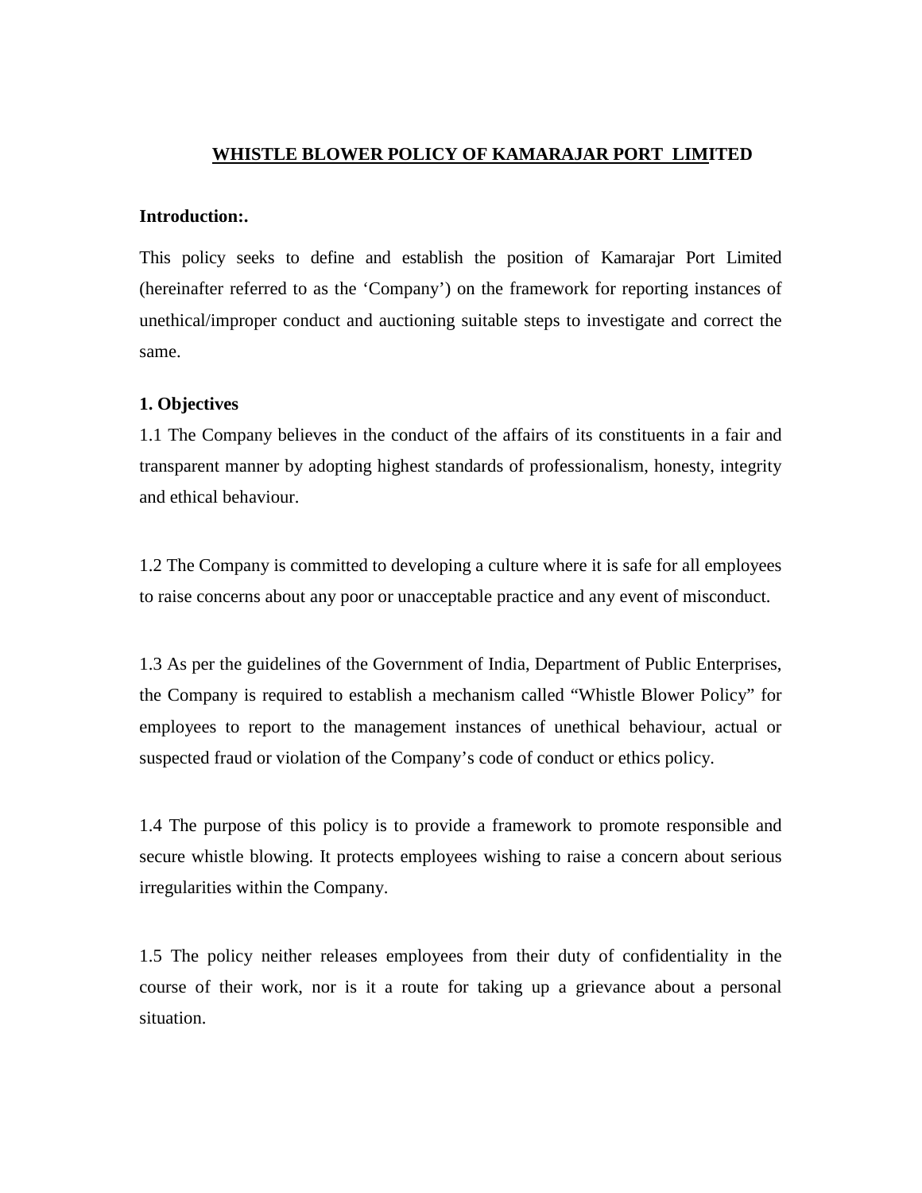# WHISTLE BLOWER POLICY OF KAMARAJAR PORT LIMITED

**Introduction:.**

This policy seeks to define and establish the position of Kamarajar Port Limited (hereinafter referred to as the 'Company') on the framework for reporting instances of unethical/improper conduct and auctioning suitable steps to investigate and correct the same.

**1. Objectives**

1.1 The Company believes in the conduct of the affairs of its constituents in a fair and transparent manner by adopting highest standards of professionalism, honesty, integrity and ethical behaviour.

1.2 The Company is committed to developing a culture where it is safe for all employees to raise concerns about any poor or unacceptable practice and any event of misconduct.

1.3 As per the guidelines of the Government of India, Department of Public Enterprises, the Company is required to establish a mechanism called "Whistle Blower Policy" for employees to report to the management instances of unethical behaviour, actual or suspected fraud or violation of the Company's code of conduct or ethics policy.

1.4 The purpose of this policy is to provide a framework to promote responsible and secure whistle blowing. It protects employees wishing to raise a concern about serious irregularities within the Company.

1.5 The policy neither releases employees from their duty of confidentiality in the course of their work, nor is it a route for taking up a grievance about a personal situation.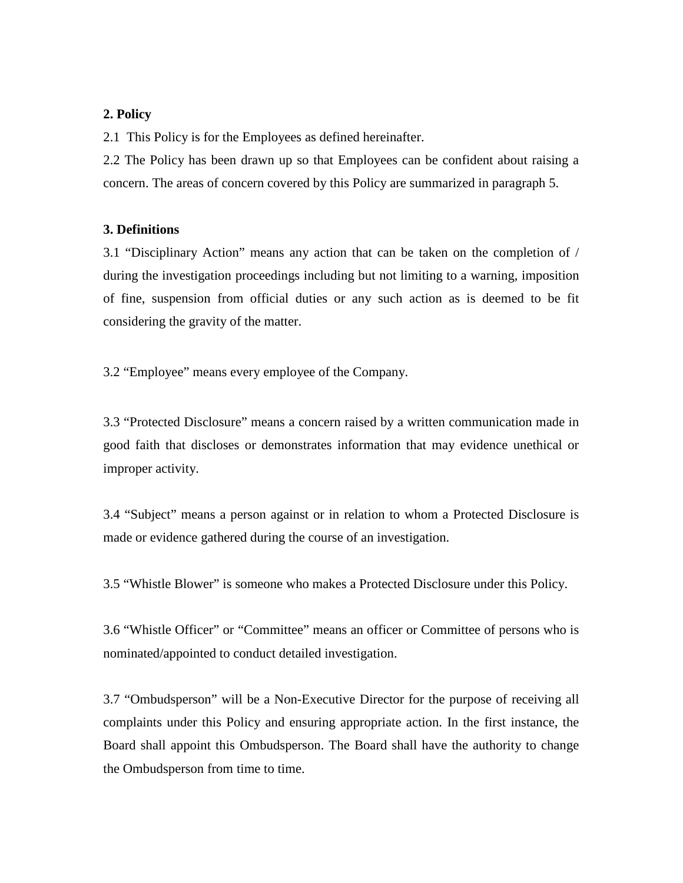**2. Policy**

2.1 This Policy is for the Employees as defined hereinafter.

2.2 The Policy has been drawn up so that Employees can be confident about raising a concern. The areas of concern covered by this Policy are summarized in paragraph 5.

**3. Definitions**

3.1 "Disciplinary Action" means any action that can be taken on the completion of / during the investigation proceedings including but not limiting to a warning, imposition of fine, suspension from official duties or any such action as is deemed to be fit considering the gravity of the matter.

3.2 "Employee" means every employee of the Company.

3.3 "Protected Disclosure" means a concern raised by a written communication made in good faith that discloses or demonstrates information that may evidence unethical or improper activity.

3.4 "Subject" means a person against or in relation to whom a Protected Disclosure is made or evidence gathered during the course of an investigation.

3.5 "Whistle Blower" is someone who makes a Protected Disclosure under this Policy.

3.6 "Whistle Officer" or "Committee" means an officer or Committee of persons who is nominated/appointed to conduct detailed investigation.

3.7 "Ombudsperson" will be a Non-Executive Director for the purpose of receiving all complaints under this Policy and ensuring appropriate action. In the first instance, the Board shall appoint this Ombudsperson. The Board shall have the authority to change the Ombudsperson from time to time.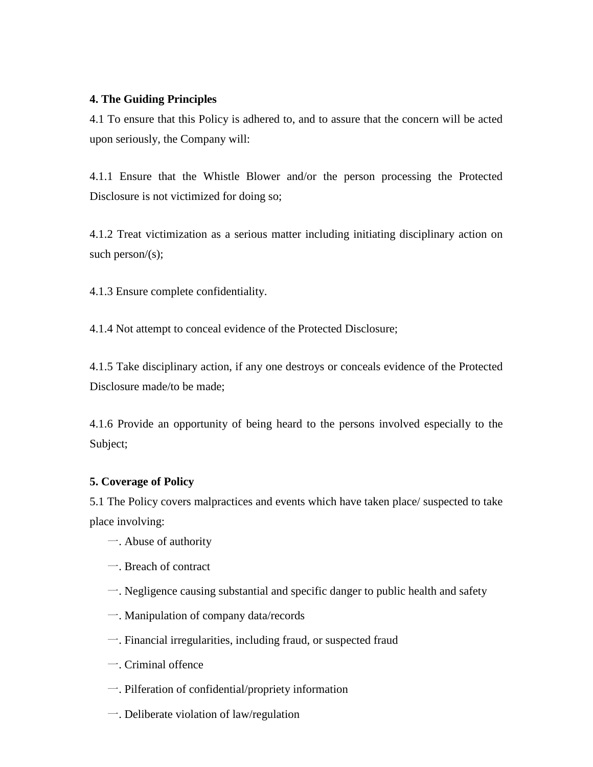**4. The Guiding Principles**

4.1 To ensure that this Policy is adhered to, and to assure that the concern will be acted upon seriously, the Company will:

4.1.1 Ensure that the Whistle Blower and/or the person processing the Protected Disclosure is not victimized for doing so;

4.1.2 Treat victimization as a serious matter including initiating disciplinary action on such person/(s);

4.1.3 Ensure complete confidentiality.

4.1.4 Not attempt to conceal evidence of the Protected Disclosure;

4.1.5 Take disciplinary action, if any one destroys or conceals evidence of the Protected Disclosure made/to be made;

4.1.6 Provide an opportunity of being heard to the persons involved especially to the Subject;

**5. Coverage of Policy**

5.1 The Policy covers malpractices and events which have taken place/ suspected to take place involving:

一. Abuse of authority

一. Breach of contract

一. Negligence causing substantial and specific danger to public health and safety

一. Manipulation of company data/records

一. Financial irregularities, including fraud, or suspected fraud

一. Criminal offence

一. Pilferation of confidential/propriety information

一. Deliberate violation of law/regulation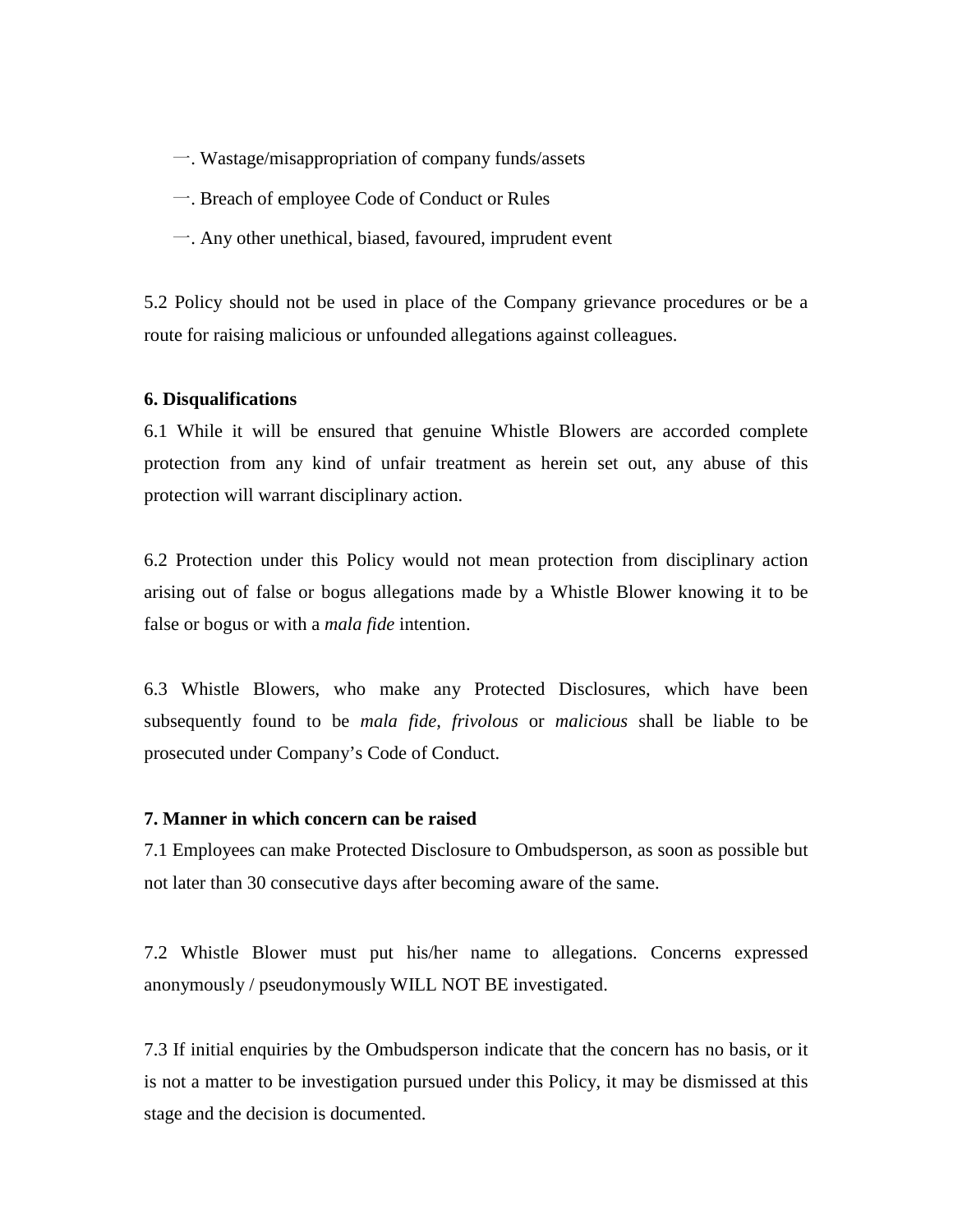一. Wastage/misappropriation of company funds/assets

一. Breach of employee Code of Conduct or Rules

一. Any other unethical, biased, favoured, imprudent event

5.2 Policy should not be used in place of the Company grievance procedures or be a route for raising malicious or unfounded allegations against colleagues.

**6. Disqualifications**

6.1 While it will be ensured that genuine Whistle Blowers are accorded complete protection from any kind of unfair treatment as herein set out, any abuse of this protection will warrant disciplinary action.

6.2 Protection under this Policy would not mean protection from disciplinary action arising out of false or bogus allegations made by a Whistle Blower knowing it to be false or bogus or with a *mala fide* intention.

6.3 Whistle Blowers, who make any Protected Disclosures, which have been subsequently found to be *mala fide*, *frivolous* or *malicious* shall be liable to be prosecuted under Company's Code of Conduct.

**7. Manner in which concern can be raised**

7.1 Employees can make Protected Disclosure to Ombudsperson, as soon as possible but not later than 30 consecutive days after becoming aware of the same.

7.2 Whistle Blower must put his/her name to allegations. Concerns expressed anonymously / pseudonymously WILL NOT BE investigated.

7.3 If initial enquiries by the Ombudsperson indicate that the concern has no basis, or it is not a matter to be investigation pursued under this Policy, it may be dismissed at this stage and the decision is documented.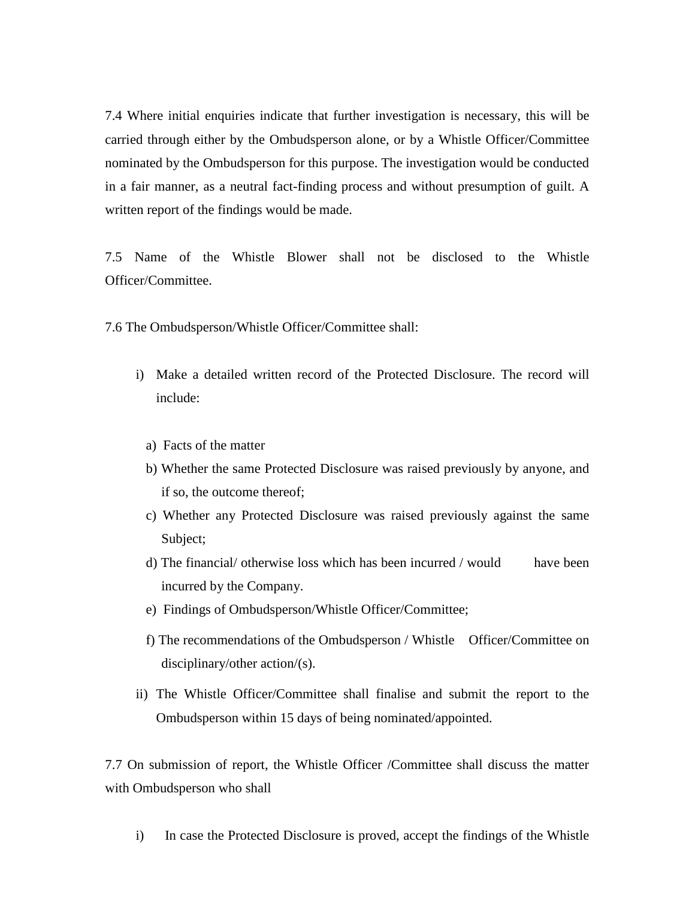7.4 Where initial enquiries indicate that further investigation is necessary, this will be carried through either by the Ombudsperson alone, or by a Whistle Officer/Committee nominated by the Ombudsperson for this purpose. The investigation would be conducted in a fair manner, as a neutral fact-finding process and without presumption of guilt. A written report of the findings would be made.

7.5 Name of the Whistle Blower shall not be disclosed to the Whistle Officer/Committee.

7.6 The Ombudsperson/Whistle Officer/Committee shall:

i) Make a detailed written record of the Protected Disclosure. The record will include:

   a) Facts of the matter
   b) Whether the same Protected Disclosure was raised previously by anyone, and if so, the outcome thereof;
   c) Whether any Protected Disclosure was raised previously against the same Subject;
   d) The financial/ otherwise loss which has been incurred / would have been incurred by the Company.
   e) Findings of Ombudsperson/Whistle Officer/Committee;
   f) The recommendations of the Ombudsperson / Whistle Officer/Committee on disciplinary/other action/(s).

ii) The Whistle Officer/Committee shall finalise and submit the report to the Ombudsperson within 15 days of being nominated/appointed.

7.7 On submission of report, the Whistle Officer /Committee shall discuss the matter with Ombudsperson who shall

i) In case the Protected Disclosure is proved, accept the findings of the Whistle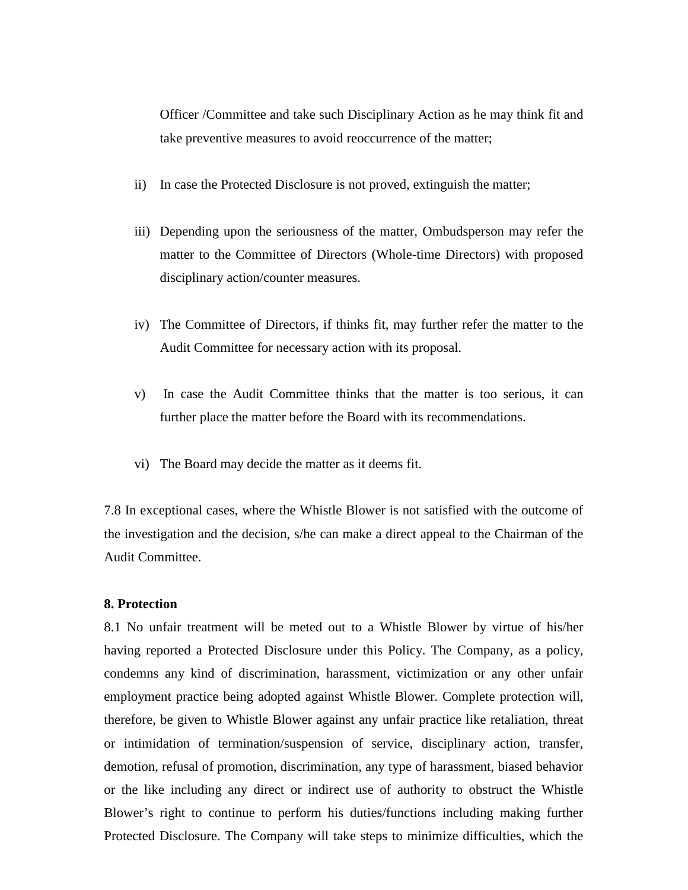Officer /Committee and take such Disciplinary Action as he may think fit and take preventive measures to avoid reoccurrence of the matter;

ii) In case the Protected Disclosure is not proved, extinguish the matter;

iii) Depending upon the seriousness of the matter, Ombudsperson may refer the matter to the Committee of Directors (Whole-time Directors) with proposed disciplinary action/counter measures.

iv) The Committee of Directors, if thinks fit, may further refer the matter to the Audit Committee for necessary action with its proposal.

v) In case the Audit Committee thinks that the matter is too serious, it can further place the matter before the Board with its recommendations.

vi) The Board may decide the matter as it deems fit.

7.8 In exceptional cases, where the Whistle Blower is not satisfied with the outcome of the investigation and the decision, s/he can make a direct appeal to the Chairman of the Audit Committee.

**8. Protection**

8.1 No unfair treatment will be meted out to a Whistle Blower by virtue of his/her having reported a Protected Disclosure under this Policy. The Company, as a policy, condemns any kind of discrimination, harassment, victimization or any other unfair employment practice being adopted against Whistle Blower. Complete protection will, therefore, be given to Whistle Blower against any unfair practice like retaliation, threat or intimidation of termination/suspension of service, disciplinary action, transfer, demotion, refusal of promotion, discrimination, any type of harassment, biased behavior or the like including any direct or indirect use of authority to obstruct the Whistle Blower's right to continue to perform his duties/functions including making further Protected Disclosure. The Company will take steps to minimize difficulties, which the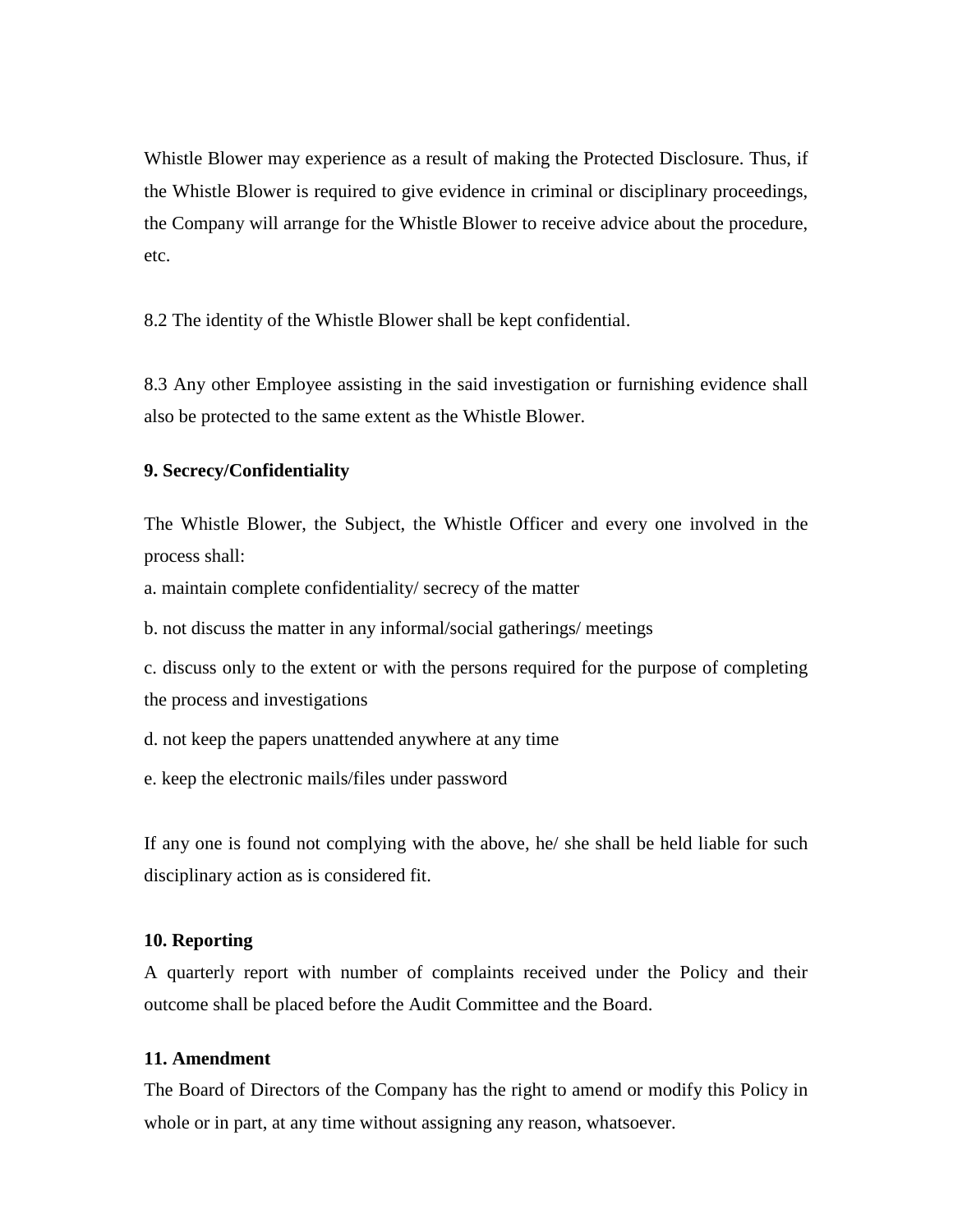Whistle Blower may experience as a result of making the Protected Disclosure. Thus, if the Whistle Blower is required to give evidence in criminal or disciplinary proceedings, the Company will arrange for the Whistle Blower to receive advice about the procedure, etc.

8.2 The identity of the Whistle Blower shall be kept confidential.

8.3 Any other Employee assisting in the said investigation or furnishing evidence shall also be protected to the same extent as the Whistle Blower.

**9. Secrecy/Confidentiality**

The Whistle Blower, the Subject, the Whistle Officer and every one involved in the process shall:

a. maintain complete confidentiality/ secrecy of the matter

b. not discuss the matter in any informal/social gatherings/ meetings

c. discuss only to the extent or with the persons required for the purpose of completing the process and investigations

d. not keep the papers unattended anywhere at any time

e. keep the electronic mails/files under password

If any one is found not complying with the above, he/ she shall be held liable for such disciplinary action as is considered fit.

**10. Reporting**

A quarterly report with number of complaints received under the Policy and their outcome shall be placed before the Audit Committee and the Board.

**11. Amendment**

The Board of Directors of the Company has the right to amend or modify this Policy in whole or in part, at any time without assigning any reason, whatsoever.